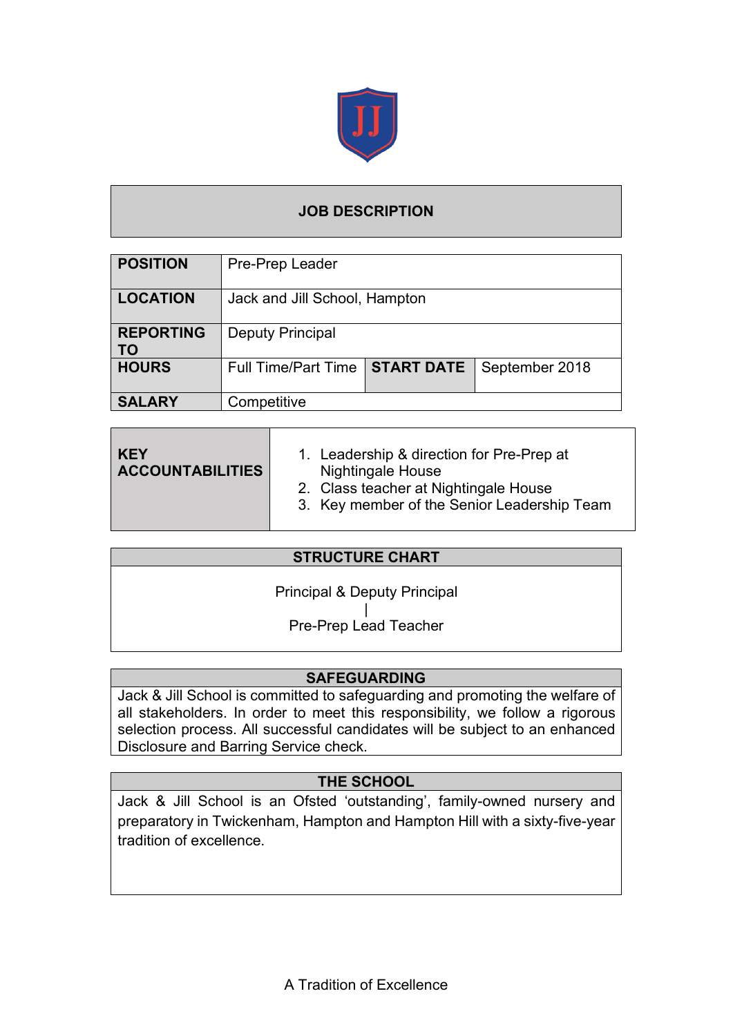## JOB DESCRIPTION

| | | | |
|---|---|---|---|
| **POSITION** | Pre-Prep Leader | | |
| **LOCATION** | Jack and Jill School, Hampton | | |
| **REPORTING TO** | Deputy Principal | | |
| **HOURS** | Full Time/Part Time | **START DATE** | September 2018 |
| **SALARY** | Competitive | | |

| | |
|---|---|
| **KEY ACCOUNTABILITIES** | 1. Leadership & direction for Pre-Prep at Nightingale House<br>2. Class teacher at Nightingale House<br>3. Key member of the Senior Leadership Team |

### STRUCTURE CHART

Principal & Deputy Principal
|
Pre-Prep Lead Teacher

### SAFEGUARDING

Jack & Jill School is committed to safeguarding and promoting the welfare of all stakeholders. In order to meet this responsibility, we follow a rigorous selection process. All successful candidates will be subject to an enhanced Disclosure and Barring Service check.

### THE SCHOOL

Jack & Jill School is an Ofsted 'outstanding', family-owned nursery and preparatory in Twickenham, Hampton and Hampton Hill with a sixty-five-year tradition of excellence.

A Tradition of Excellence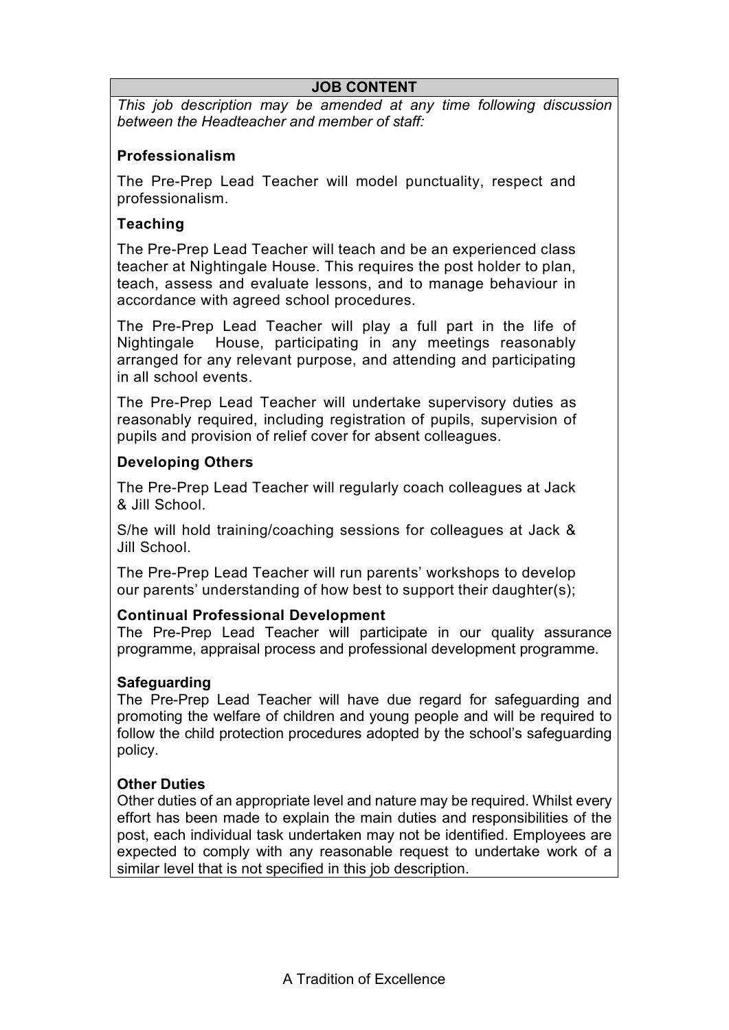## JOB CONTENT

*This job description may be amended at any time following discussion between the Headteacher and member of staff:*

**Professionalism**

The Pre-Prep Lead Teacher will model punctuality, respect and professionalism.

**Teaching**

The Pre-Prep Lead Teacher will teach and be an experienced class teacher at Nightingale House. This requires the post holder to plan, teach, assess and evaluate lessons, and to manage behaviour in accordance with agreed school procedures.

The Pre-Prep Lead Teacher will play a full part in the life of Nightingale House, participating in any meetings reasonably arranged for any relevant purpose, and attending and participating in all school events.

The Pre-Prep Lead Teacher will undertake supervisory duties as reasonably required, including registration of pupils, supervision of pupils and provision of relief cover for absent colleagues.

**Developing Others**

The Pre-Prep Lead Teacher will regularly coach colleagues at Jack & Jill School.

S/he will hold training/coaching sessions for colleagues at Jack & Jill School.

The Pre-Prep Lead Teacher will run parents' workshops to develop our parents' understanding of how best to support their daughter(s);

**Continual Professional Development**

The Pre-Prep Lead Teacher will participate in our quality assurance programme, appraisal process and professional development programme.

**Safeguarding**

The Pre-Prep Lead Teacher will have due regard for safeguarding and promoting the welfare of children and young people and will be required to follow the child protection procedures adopted by the school's safeguarding policy.

**Other Duties**

Other duties of an appropriate level and nature may be required. Whilst every effort has been made to explain the main duties and responsibilities of the post, each individual task undertaken may not be identified. Employees are expected to comply with any reasonable request to undertake work of a similar level that is not specified in this job description.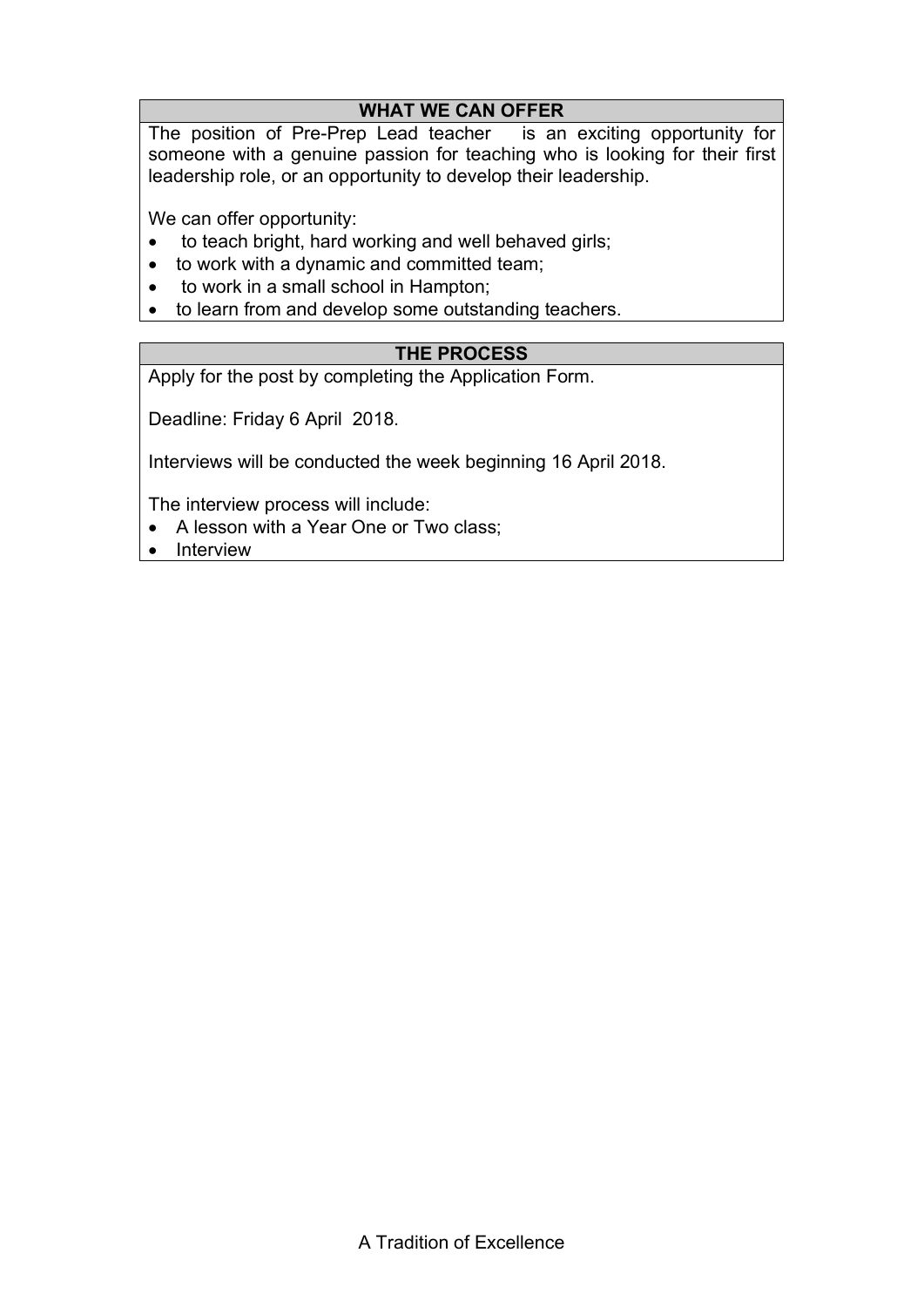## WHAT WE CAN OFFER

The position of Pre-Prep Lead teacher is an exciting opportunity for someone with a genuine passion for teaching who is looking for their first leadership role, or an opportunity to develop their leadership.

We can offer opportunity:

- to teach bright, hard working and well behaved girls;
- to work with a dynamic and committed team;
- to work in a small school in Hampton;
- to learn from and develop some outstanding teachers.

## THE PROCESS

Apply for the post by completing the Application Form.

Deadline: Friday 6 April 2018.

Interviews will be conducted the week beginning 16 April 2018.

The interview process will include:

- A lesson with a Year One or Two class;
- Interview

A Tradition of Excellence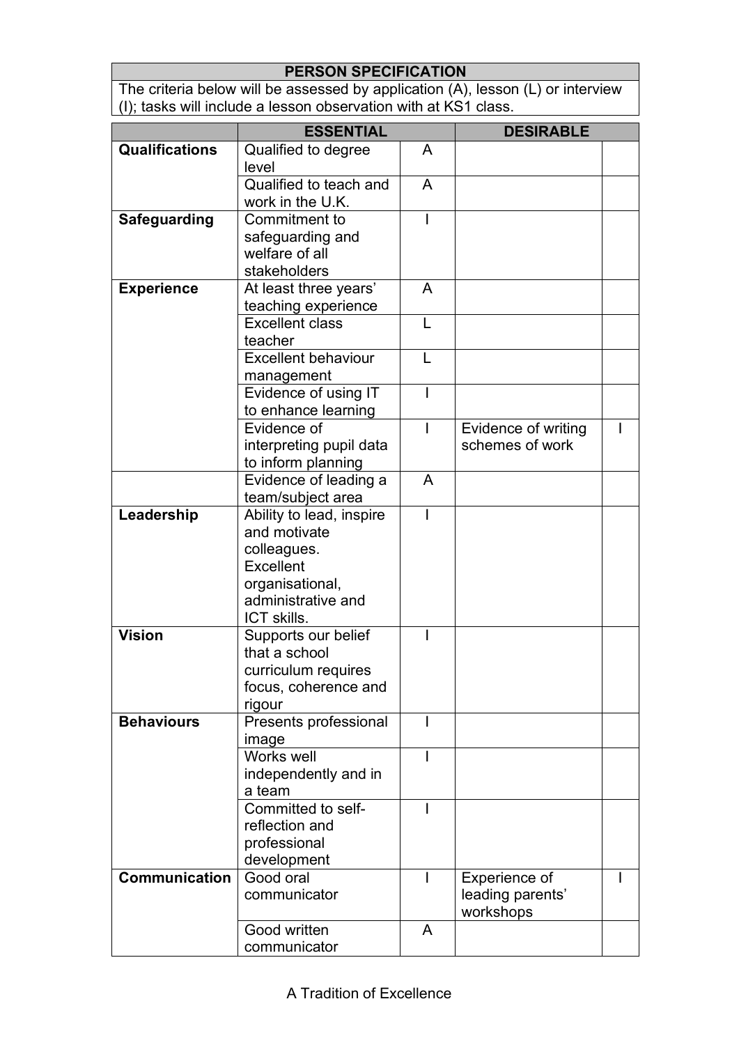## PERSON SPECIFICATION

The criteria below will be assessed by application (A), lesson (L) or interview (I); tasks will include a lesson observation with at KS1 class.

| | ESSENTIAL | | DESIRABLE | |
|---|---|---|---|---|
| **Qualifications** | Qualified to degree level | A | | |
| | Qualified to teach and work in the U.K. | A | | |
| **Safeguarding** | Commitment to safeguarding and welfare of all stakeholders | I | | |
| **Experience** | At least three years' teaching experience | A | | |
| | Excellent class teacher | L | | |
| | Excellent behaviour management | L | | |
| | Evidence of using IT to enhance learning | I | | |
| | Evidence of interpreting pupil data to inform planning | I | Evidence of writing schemes of work | I |
| | Evidence of leading a team/subject area | A | | |
| **Leadership** | Ability to lead, inspire and motivate colleagues. Excellent organisational, administrative and ICT skills. | I | | |
| **Vision** | Supports our belief that a school curriculum requires focus, coherence and rigour | I | | |
| **Behaviours** | Presents professional image | I | | |
| | Works well independently and in a team | I | | |
| | Committed to self-reflection and professional development | I | | |
| **Communication** | Good oral communicator | I | Experience of leading parents' workshops | I |
| | Good written communicator | A | | |

A Tradition of Excellence